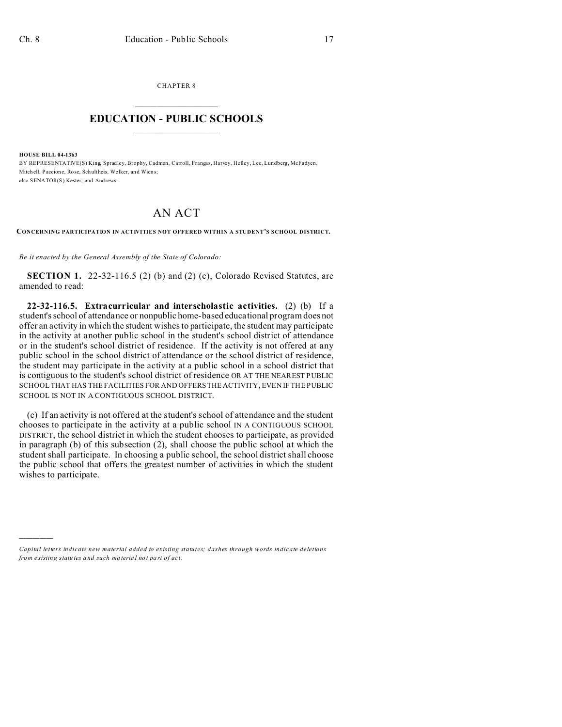CHAPTER 8

# EDUCATION - PUBLIC SCHOOLS

**HOUSE BILL 04-1363**

BY REPRESENTATIVE(S) King, Spradley, Brophy, Cadman, Carroll, Frangas, Harvey, Hefley, Lee, Lundberg, McFadyen, Mitchell, Paccione, Rose, Schultheis, Welker, and Wiens;
also SENATOR(S) Kester, and Andrews.

# AN ACT

**CONCERNING PARTICIPATION IN ACTIVITIES NOT OFFERED WITHIN A STUDENT'S SCHOOL DISTRICT.**

*Be it enacted by the General Assembly of the State of Colorado:*

**SECTION 1.** 22-32-116.5 (2) (b) and (2) (c), Colorado Revised Statutes, are amended to read:

**22-32-116.5. Extracurricular and interscholastic activities.** (2) (b) If a student's school of attendance or nonpublic home-based educational program does not offer an activity in which the student wishes to participate, the student may participate in the activity at another public school in the student's school district of attendance or in the student's school district of residence. If the activity is not offered at any public school in the school district of attendance or the school district of residence, the student may participate in the activity at a public school in a school district that is contiguous to the student's school district of residence OR AT THE NEAREST PUBLIC SCHOOL THAT HAS THE FACILITIES FOR AND OFFERS THE ACTIVITY, EVEN IF THE PUBLIC SCHOOL IS NOT IN A CONTIGUOUS SCHOOL DISTRICT.

(c) If an activity is not offered at the student's school of attendance and the student chooses to participate in the activity at a public school IN A CONTIGUOUS SCHOOL DISTRICT, the school district in which the student chooses to participate, as provided in paragraph (b) of this subsection (2), shall choose the public school at which the student shall participate. In choosing a public school, the school district shall choose the public school that offers the greatest number of activities in which the student wishes to participate.

---

*Capital letters indicate new material added to existing statutes; dashes through words indicate deletions from existing statutes and such material not part of act.*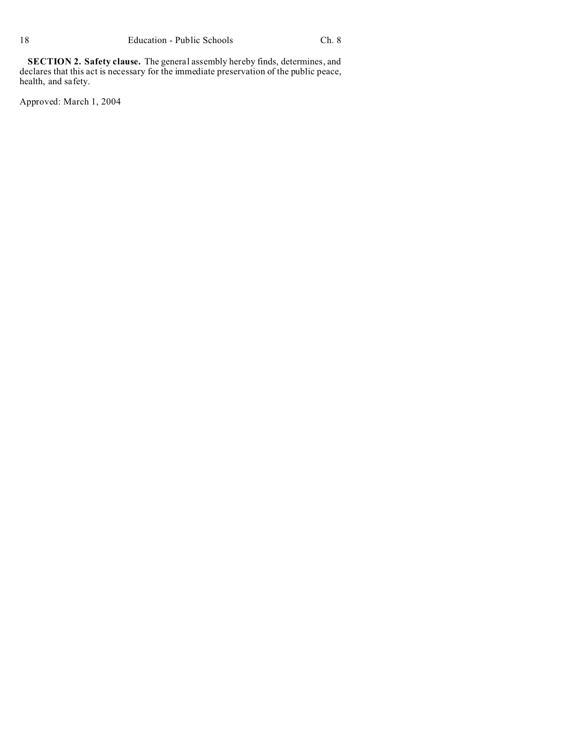**SECTION 2. Safety clause.** The general assembly hereby finds, determines, and declares that this act is necessary for the immediate preservation of the public peace, health, and safety.

Approved: March 1, 2004